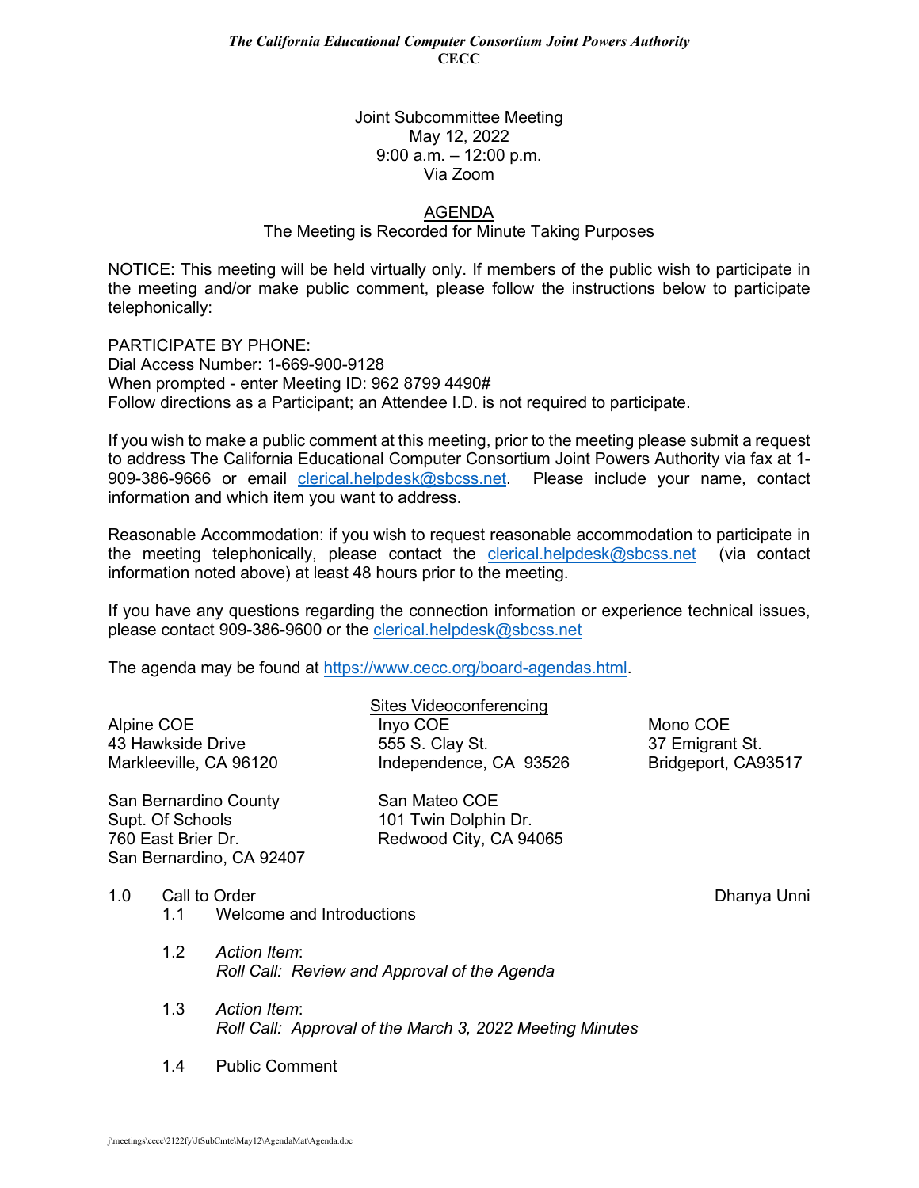*The California Educational Computer Consortium Joint Powers Authority*
**CECC**

Joint Subcommittee Meeting
May 12, 2022
9:00 a.m. – 12:00 p.m.
Via Zoom

AGENDA
The Meeting is Recorded for Minute Taking Purposes

NOTICE: This meeting will be held virtually only. If members of the public wish to participate in the meeting and/or make public comment, please follow the instructions below to participate telephonically:

PARTICIPATE BY PHONE:
Dial Access Number: 1-669-900-9128
When prompted - enter Meeting ID: 962 8799 4490#
Follow directions as a Participant; an Attendee I.D. is not required to participate.

If you wish to make a public comment at this meeting, prior to the meeting please submit a request to address The California Educational Computer Consortium Joint Powers Authority via fax at 1-909-386-9666 or email clerical.helpdesk@sbcss.net. Please include your name, contact information and which item you want to address.

Reasonable Accommodation: if you wish to request reasonable accommodation to participate in the meeting telephonically, please contact the clerical.helpdesk@sbcss.net (via contact information noted above) at least 48 hours prior to the meeting.

If you have any questions regarding the connection information or experience technical issues, please contact 909-386-9600 or the clerical.helpdesk@sbcss.net

The agenda may be found at https://www.cecc.org/board-agendas.html.

Sites Videoconferencing

Alpine COE
43 Hawkside Drive
Markleeville, CA 96120

Inyo COE
555 S. Clay St.
Independence, CA 93526

Mono COE
37 Emigrant St.
Bridgeport, CA93517

San Bernardino County
Supt. Of Schools
760 East Brier Dr.
San Bernardino, CA 92407

San Mateo COE
101 Twin Dolphin Dr.
Redwood City, CA 94065

1.0 Call to Order — Dhanya Unni

- 1.1 Welcome and Introductions
- 1.2 *Action Item*:
  *Roll Call: Review and Approval of the Agenda*
- 1.3 *Action Item*:
  *Roll Call: Approval of the March 3, 2022 Meeting Minutes*
- 1.4 Public Comment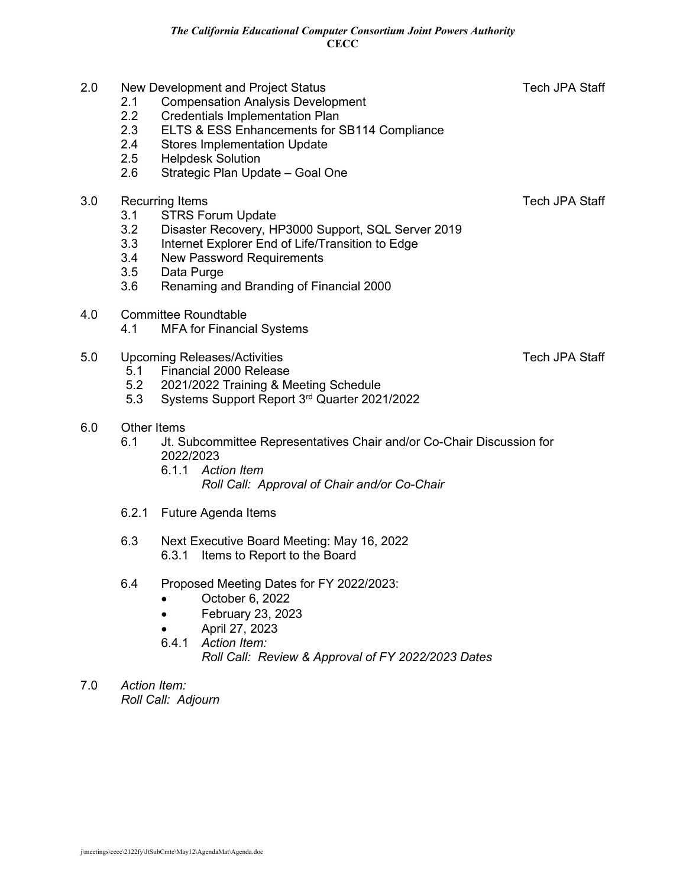2.0 New Development and Project Status — Tech JPA Staff

- 2.1 Compensation Analysis Development
- 2.2 Credentials Implementation Plan
- 2.3 ELTS & ESS Enhancements for SB114 Compliance
- 2.4 Stores Implementation Update
- 2.5 Helpdesk Solution
- 2.6 Strategic Plan Update – Goal One

3.0 Recurring Items — Tech JPA Staff

- 3.1 STRS Forum Update
- 3.2 Disaster Recovery, HP3000 Support, SQL Server 2019
- 3.3 Internet Explorer End of Life/Transition to Edge
- 3.4 New Password Requirements
- 3.5 Data Purge
- 3.6 Renaming and Branding of Financial 2000

4.0 Committee Roundtable

- 4.1 MFA for Financial Systems

5.0 Upcoming Releases/Activities — Tech JPA Staff

- 5.1 Financial 2000 Release
- 5.2 2021/2022 Training & Meeting Schedule
- 5.3 Systems Support Report 3rd Quarter 2021/2022

6.0 Other Items

- 6.1 Jt. Subcommittee Representatives Chair and/or Co-Chair Discussion for 2022/2023
  - 6.1.1 *Action Item*
    *Roll Call: Approval of Chair and/or Co-Chair*

- 6.2.1 Future Agenda Items

- 6.3 Next Executive Board Meeting: May 16, 2022
  - 6.3.1 Items to Report to the Board

- 6.4 Proposed Meeting Dates for FY 2022/2023:
  - October 6, 2022
  - February 23, 2023
  - April 27, 2023
  - 6.4.1 *Action Item:*
    *Roll Call: Review & Approval of FY 2022/2023 Dates*

7.0 *Action Item:*
*Roll Call: Adjourn*